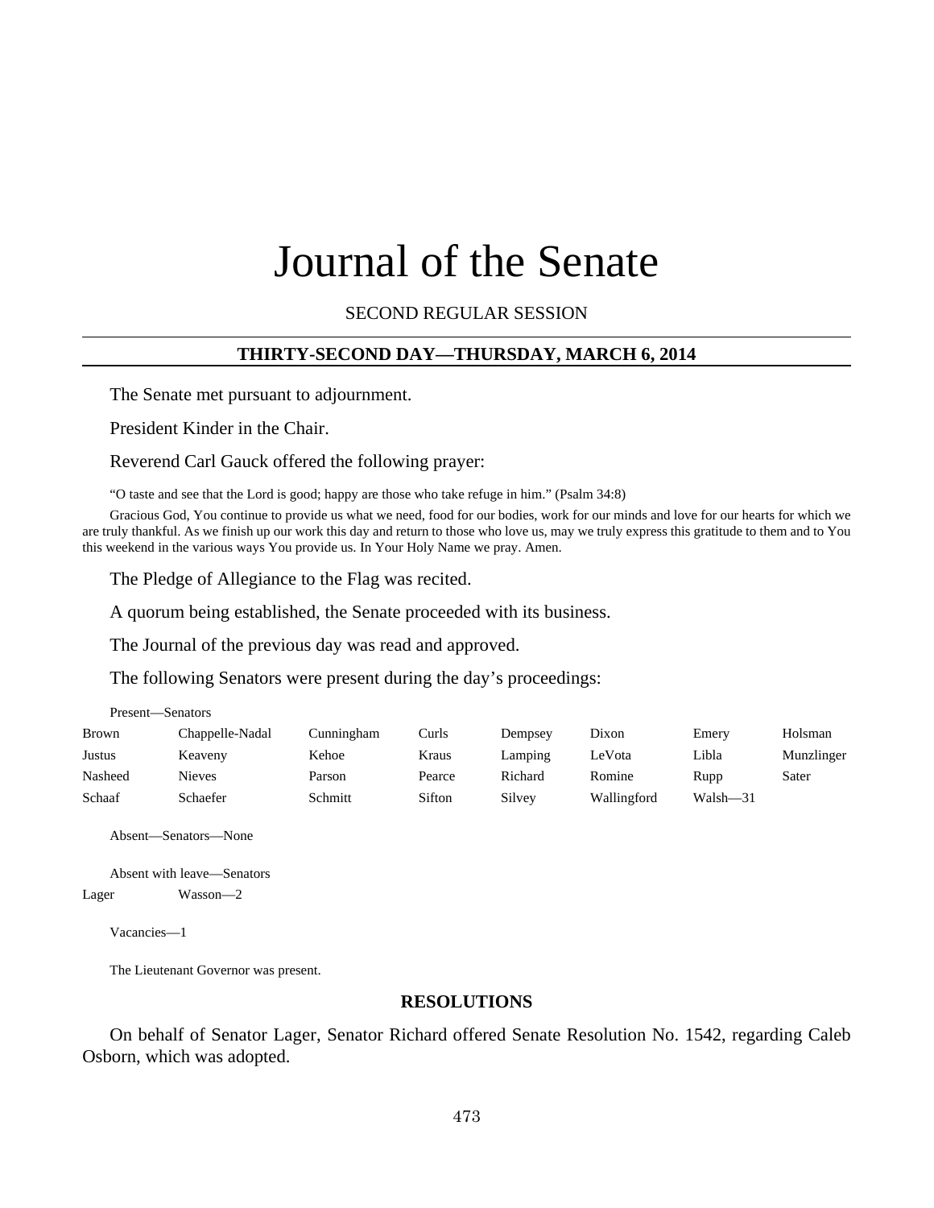# Journal of the Senate

SECOND REGULAR SESSION

**THIRTY-SECOND DAY—THURSDAY, MARCH 6, 2014**

The Senate met pursuant to adjournment.

President Kinder in the Chair.

Reverend Carl Gauck offered the following prayer:

"O taste and see that the Lord is good; happy are those who take refuge in him." (Psalm 34:8)

Gracious God, You continue to provide us what we need, food for our bodies, work for our minds and love for our hearts for which we are truly thankful. As we finish up our work this day and return to those who love us, may we truly express this gratitude to them and to You this weekend in the various ways You provide us. In Your Holy Name we pray. Amen.

The Pledge of Allegiance to the Flag was recited.

A quorum being established, the Senate proceeded with its business.

The Journal of the previous day was read and approved.

The following Senators were present during the day's proceedings:

Present—Senators

| | | | | | | | |
|---|---|---|---|---|---|---|---|
| Brown | Chappelle-Nadal | Cunningham | Curls | Dempsey | Dixon | Emery | Holsman |
| Justus | Keaveny | Kehoe | Kraus | Lamping | LeVota | Libla | Munzlinger |
| Nasheed | Nieves | Parson | Pearce | Richard | Romine | Rupp | Sater |
| Schaaf | Schaefer | Schmitt | Sifton | Silvey | Wallingford | Walsh—31 | |

Absent—Senators—None

Absent with leave—Senators

Lager Wasson—2

Vacancies—1

The Lieutenant Governor was present.

## RESOLUTIONS

On behalf of Senator Lager, Senator Richard offered Senate Resolution No. 1542, regarding Caleb Osborn, which was adopted.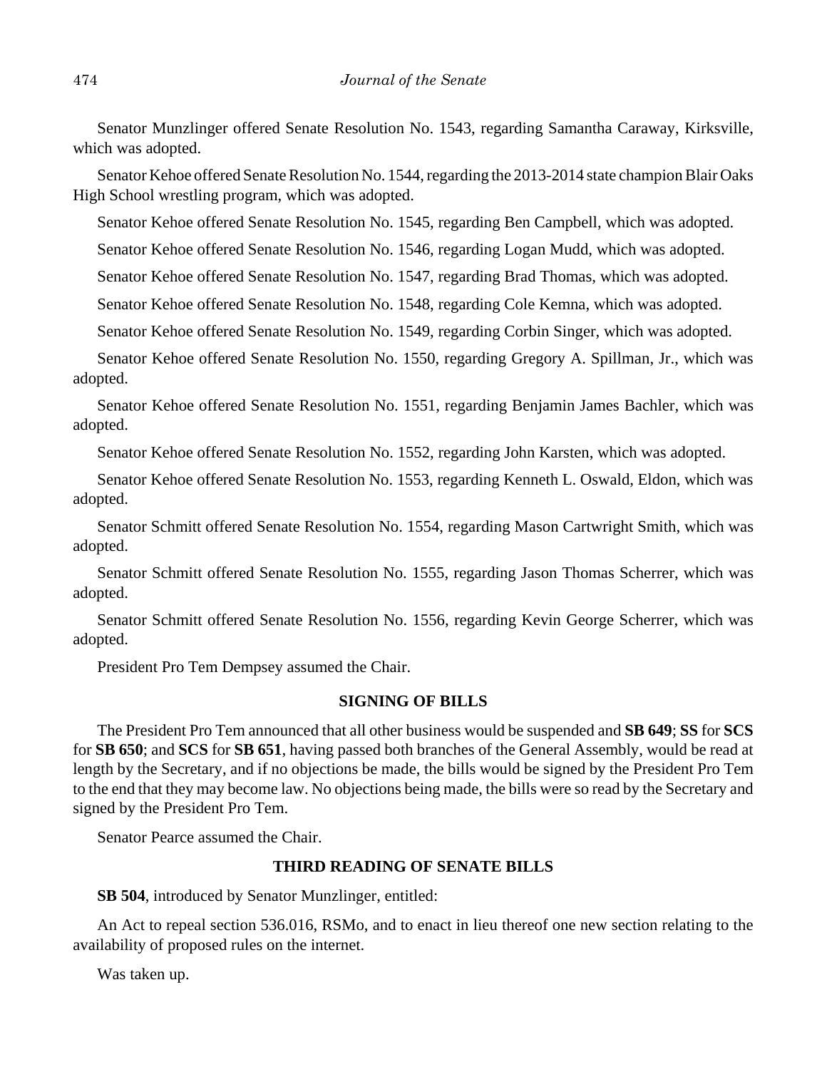Senator Munzlinger offered Senate Resolution No. 1543, regarding Samantha Caraway, Kirksville, which was adopted.

Senator Kehoe offered Senate Resolution No. 1544, regarding the 2013-2014 state champion Blair Oaks High School wrestling program, which was adopted.

Senator Kehoe offered Senate Resolution No. 1545, regarding Ben Campbell, which was adopted.

Senator Kehoe offered Senate Resolution No. 1546, regarding Logan Mudd, which was adopted.

Senator Kehoe offered Senate Resolution No. 1547, regarding Brad Thomas, which was adopted.

Senator Kehoe offered Senate Resolution No. 1548, regarding Cole Kemna, which was adopted.

Senator Kehoe offered Senate Resolution No. 1549, regarding Corbin Singer, which was adopted.

Senator Kehoe offered Senate Resolution No. 1550, regarding Gregory A. Spillman, Jr., which was adopted.

Senator Kehoe offered Senate Resolution No. 1551, regarding Benjamin James Bachler, which was adopted.

Senator Kehoe offered Senate Resolution No. 1552, regarding John Karsten, which was adopted.

Senator Kehoe offered Senate Resolution No. 1553, regarding Kenneth L. Oswald, Eldon, which was adopted.

Senator Schmitt offered Senate Resolution No. 1554, regarding Mason Cartwright Smith, which was adopted.

Senator Schmitt offered Senate Resolution No. 1555, regarding Jason Thomas Scherrer, which was adopted.

Senator Schmitt offered Senate Resolution No. 1556, regarding Kevin George Scherrer, which was adopted.

President Pro Tem Dempsey assumed the Chair.

## SIGNING OF BILLS

The President Pro Tem announced that all other business would be suspended and **SB 649**; **SS** for **SCS** for **SB 650**; and **SCS** for **SB 651**, having passed both branches of the General Assembly, would be read at length by the Secretary, and if no objections be made, the bills would be signed by the President Pro Tem to the end that they may become law. No objections being made, the bills were so read by the Secretary and signed by the President Pro Tem.

Senator Pearce assumed the Chair.

## THIRD READING OF SENATE BILLS

**SB 504**, introduced by Senator Munzlinger, entitled:

An Act to repeal section 536.016, RSMo, and to enact in lieu thereof one new section relating to the availability of proposed rules on the internet.

Was taken up.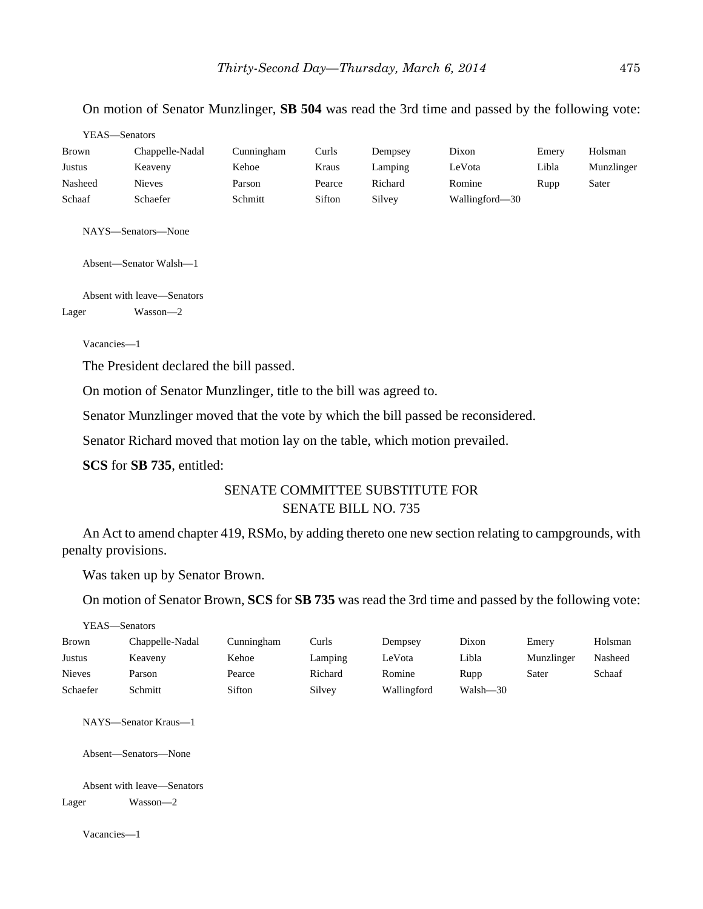On motion of Senator Munzlinger, **SB 504** was read the 3rd time and passed by the following vote:

YEAS—Senators

| | | | | | | | |
|---|---|---|---|---|---|---|---|
| Brown | Chappelle-Nadal | Cunningham | Curls | Dempsey | Dixon | Emery | Holsman |
| Justus | Keaveny | Kehoe | Kraus | Lamping | LeVota | Libla | Munzlinger |
| Nasheed | Nieves | Parson | Pearce | Richard | Romine | Rupp | Sater |
| Schaaf | Schaefer | Schmitt | Sifton | Silvey | Wallingford—30 | | |

NAYS—Senators—None

Absent—Senator Walsh—1

Absent with leave—Senators

Lager Wasson—2

Vacancies—1

The President declared the bill passed.

On motion of Senator Munzlinger, title to the bill was agreed to.

Senator Munzlinger moved that the vote by which the bill passed be reconsidered.

Senator Richard moved that motion lay on the table, which motion prevailed.

**SCS** for **SB 735**, entitled:

SENATE COMMITTEE SUBSTITUTE FOR
SENATE BILL NO. 735

An Act to amend chapter 419, RSMo, by adding thereto one new section relating to campgrounds, with penalty provisions.

Was taken up by Senator Brown.

On motion of Senator Brown, **SCS** for **SB 735** was read the 3rd time and passed by the following vote:

YEAS—Senators

| | | | | | | | |
|---|---|---|---|---|---|---|---|
| Brown | Chappelle-Nadal | Cunningham | Curls | Dempsey | Dixon | Emery | Holsman |
| Justus | Keaveny | Kehoe | Lamping | LeVota | Libla | Munzlinger | Nasheed |
| Nieves | Parson | Pearce | Richard | Romine | Rupp | Sater | Schaaf |
| Schaefer | Schmitt | Sifton | Silvey | Wallingford | Walsh—30 | | |

NAYS—Senator Kraus—1

Absent—Senators—None

Absent with leave—Senators

Lager Wasson—2

Vacancies—1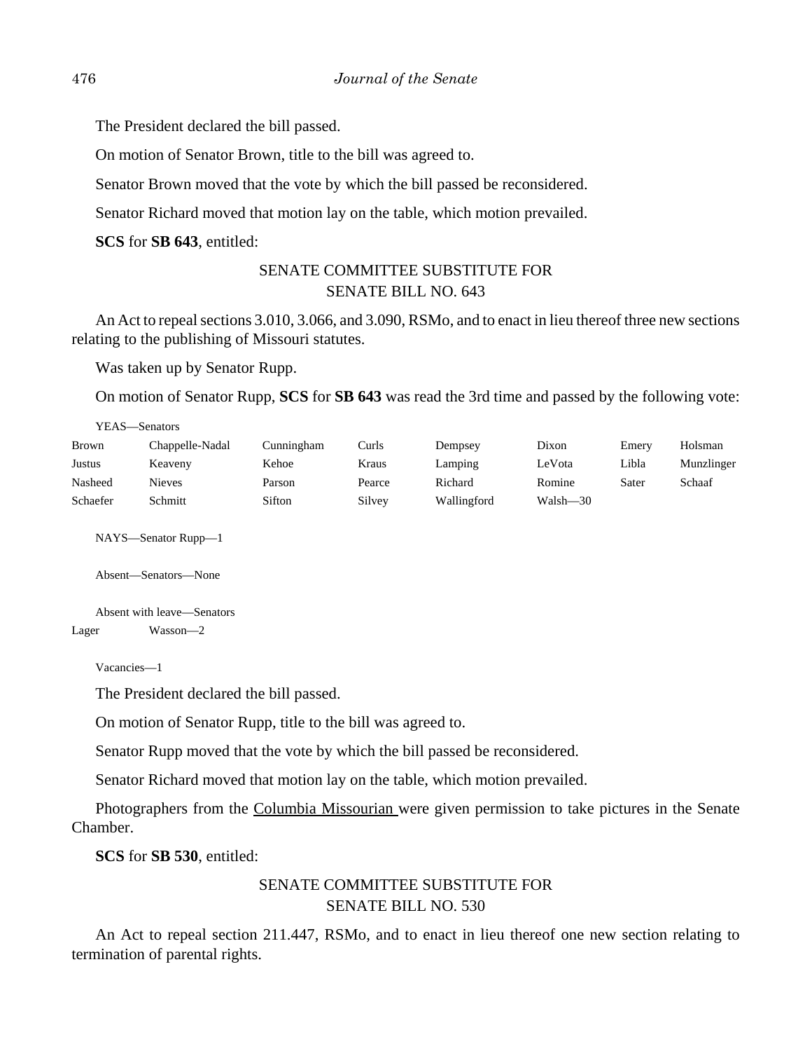The President declared the bill passed.

On motion of Senator Brown, title to the bill was agreed to.

Senator Brown moved that the vote by which the bill passed be reconsidered.

Senator Richard moved that motion lay on the table, which motion prevailed.

**SCS** for **SB 643**, entitled:

SENATE COMMITTEE SUBSTITUTE FOR
SENATE BILL NO. 643

An Act to repeal sections 3.010, 3.066, and 3.090, RSMo, and to enact in lieu thereof three new sections relating to the publishing of Missouri statutes.

Was taken up by Senator Rupp.

On motion of Senator Rupp, **SCS** for **SB 643** was read the 3rd time and passed by the following vote:

YEAS—Senators

| | | | | | | | |
|---|---|---|---|---|---|---|---|
| Brown | Chappelle-Nadal | Cunningham | Curls | Dempsey | Dixon | Emery | Holsman |
| Justus | Keaveny | Kehoe | Kraus | Lamping | LeVota | Libla | Munzlinger |
| Nasheed | Nieves | Parson | Pearce | Richard | Romine | Sater | Schaaf |
| Schaefer | Schmitt | Sifton | Silvey | Wallingford | Walsh—30 | | |

NAYS—Senator Rupp—1

Absent—Senators—None

Absent with leave—Senators

Lager Wasson—2

Vacancies—1

The President declared the bill passed.

On motion of Senator Rupp, title to the bill was agreed to.

Senator Rupp moved that the vote by which the bill passed be reconsidered.

Senator Richard moved that motion lay on the table, which motion prevailed.

Photographers from the Columbia Missourian were given permission to take pictures in the Senate Chamber.

**SCS** for **SB 530**, entitled:

SENATE COMMITTEE SUBSTITUTE FOR
SENATE BILL NO. 530

An Act to repeal section 211.447, RSMo, and to enact in lieu thereof one new section relating to termination of parental rights.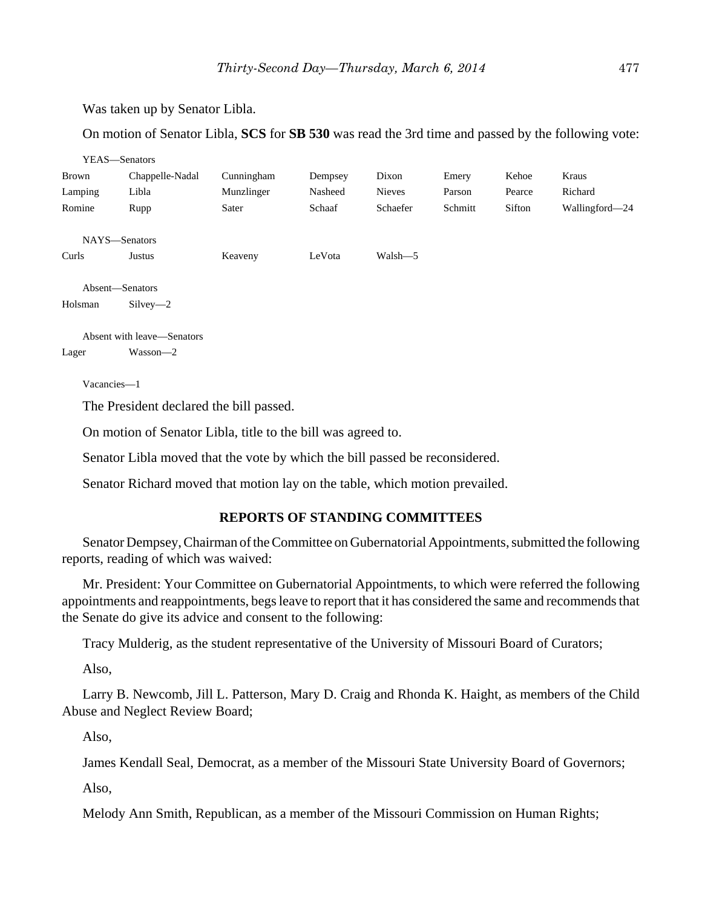Was taken up by Senator Libla.

On motion of Senator Libla, **SCS** for **SB 530** was read the 3rd time and passed by the following vote:

YEAS—Senators

| | | | | | | | |
|---|---|---|---|---|---|---|---|
| Brown | Chappelle-Nadal | Cunningham | Dempsey | Dixon | Emery | Kehoe | Kraus |
| Lamping | Libla | Munzlinger | Nasheed | Nieves | Parson | Pearce | Richard |
| Romine | Rupp | Sater | Schaaf | Schaefer | Schmitt | Sifton | Wallingford—24 |

NAYS—Senators

| | | | | |
|---|---|---|---|---|
| Curls | Justus | Keaveny | LeVota | Walsh—5 |

Absent—Senators

| | |
|---|---|
| Holsman | Silvey—2 |

Absent with leave—Senators

| | |
|---|---|
| Lager | Wasson—2 |

Vacancies—1

The President declared the bill passed.

On motion of Senator Libla, title to the bill was agreed to.

Senator Libla moved that the vote by which the bill passed be reconsidered.

Senator Richard moved that motion lay on the table, which motion prevailed.

## REPORTS OF STANDING COMMITTEES

Senator Dempsey, Chairman of the Committee on Gubernatorial Appointments, submitted the following reports, reading of which was waived:

Mr. President: Your Committee on Gubernatorial Appointments, to which were referred the following appointments and reappointments, begs leave to report that it has considered the same and recommends that the Senate do give its advice and consent to the following:

Tracy Mulderig, as the student representative of the University of Missouri Board of Curators;

Also,

Larry B. Newcomb, Jill L. Patterson, Mary D. Craig and Rhonda K. Haight, as members of the Child Abuse and Neglect Review Board;

Also,

James Kendall Seal, Democrat, as a member of the Missouri State University Board of Governors;

Also,

Melody Ann Smith, Republican, as a member of the Missouri Commission on Human Rights;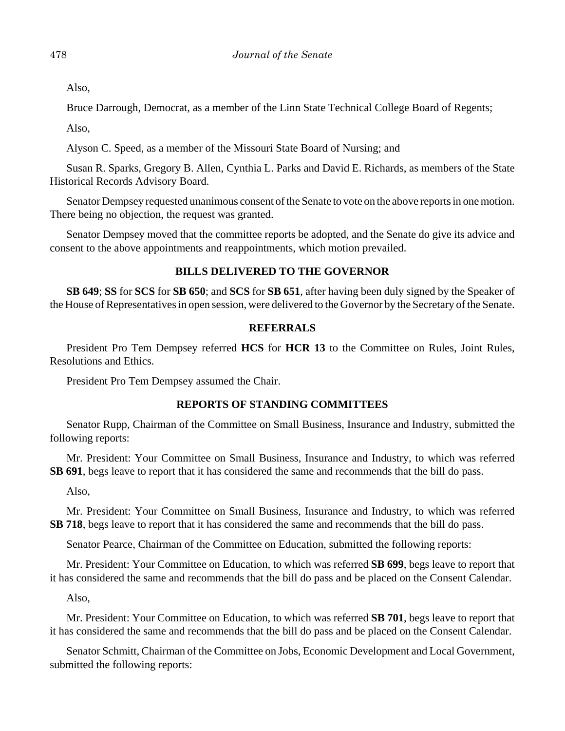Also,

Bruce Darrough, Democrat, as a member of the Linn State Technical College Board of Regents;

Also,

Alyson C. Speed, as a member of the Missouri State Board of Nursing; and

Susan R. Sparks, Gregory B. Allen, Cynthia L. Parks and David E. Richards, as members of the State Historical Records Advisory Board.

Senator Dempsey requested unanimous consent of the Senate to vote on the above reports in one motion. There being no objection, the request was granted.

Senator Dempsey moved that the committee reports be adopted, and the Senate do give its advice and consent to the above appointments and reappointments, which motion prevailed.

## BILLS DELIVERED TO THE GOVERNOR

**SB 649**; **SS** for **SCS** for **SB 650**; and **SCS** for **SB 651**, after having been duly signed by the Speaker of the House of Representatives in open session, were delivered to the Governor by the Secretary of the Senate.

## REFERRALS

President Pro Tem Dempsey referred **HCS** for **HCR 13** to the Committee on Rules, Joint Rules, Resolutions and Ethics.

President Pro Tem Dempsey assumed the Chair.

## REPORTS OF STANDING COMMITTEES

Senator Rupp, Chairman of the Committee on Small Business, Insurance and Industry, submitted the following reports:

Mr. President: Your Committee on Small Business, Insurance and Industry, to which was referred **SB 691**, begs leave to report that it has considered the same and recommends that the bill do pass.

Also,

Mr. President: Your Committee on Small Business, Insurance and Industry, to which was referred **SB 718**, begs leave to report that it has considered the same and recommends that the bill do pass.

Senator Pearce, Chairman of the Committee on Education, submitted the following reports:

Mr. President: Your Committee on Education, to which was referred **SB 699**, begs leave to report that it has considered the same and recommends that the bill do pass and be placed on the Consent Calendar.

Also,

Mr. President: Your Committee on Education, to which was referred **SB 701**, begs leave to report that it has considered the same and recommends that the bill do pass and be placed on the Consent Calendar.

Senator Schmitt, Chairman of the Committee on Jobs, Economic Development and Local Government, submitted the following reports: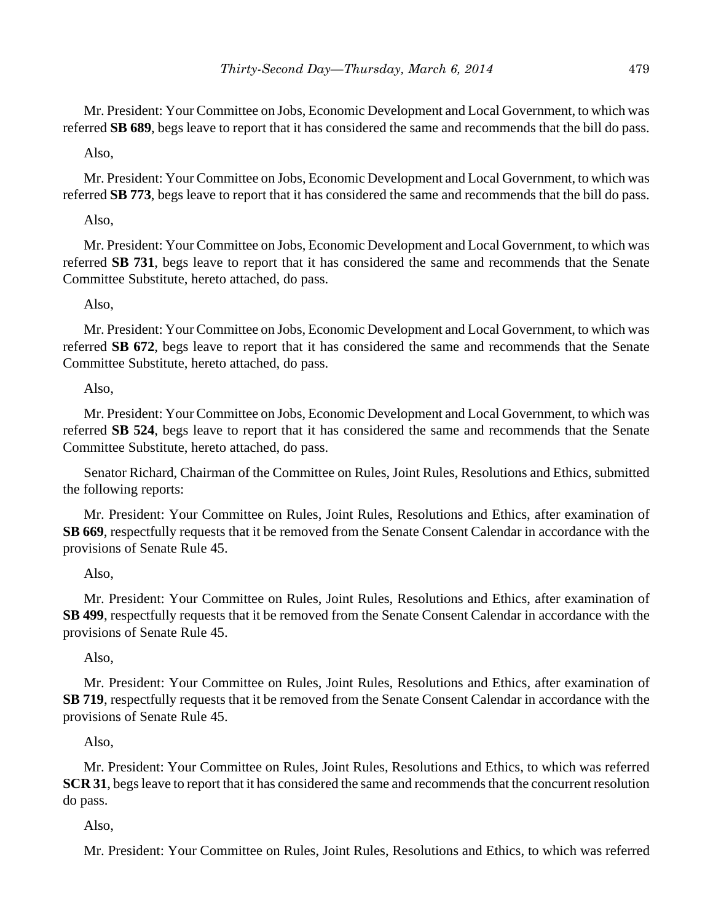Mr. President: Your Committee on Jobs, Economic Development and Local Government, to which was referred **SB 689**, begs leave to report that it has considered the same and recommends that the bill do pass.

Also,

Mr. President: Your Committee on Jobs, Economic Development and Local Government, to which was referred **SB 773**, begs leave to report that it has considered the same and recommends that the bill do pass.

Also,

Mr. President: Your Committee on Jobs, Economic Development and Local Government, to which was referred **SB 731**, begs leave to report that it has considered the same and recommends that the Senate Committee Substitute, hereto attached, do pass.

Also,

Mr. President: Your Committee on Jobs, Economic Development and Local Government, to which was referred **SB 672**, begs leave to report that it has considered the same and recommends that the Senate Committee Substitute, hereto attached, do pass.

Also,

Mr. President: Your Committee on Jobs, Economic Development and Local Government, to which was referred **SB 524**, begs leave to report that it has considered the same and recommends that the Senate Committee Substitute, hereto attached, do pass.

Senator Richard, Chairman of the Committee on Rules, Joint Rules, Resolutions and Ethics, submitted the following reports:

Mr. President: Your Committee on Rules, Joint Rules, Resolutions and Ethics, after examination of **SB 669**, respectfully requests that it be removed from the Senate Consent Calendar in accordance with the provisions of Senate Rule 45.

Also,

Mr. President: Your Committee on Rules, Joint Rules, Resolutions and Ethics, after examination of **SB 499**, respectfully requests that it be removed from the Senate Consent Calendar in accordance with the provisions of Senate Rule 45.

Also,

Mr. President: Your Committee on Rules, Joint Rules, Resolutions and Ethics, after examination of **SB 719**, respectfully requests that it be removed from the Senate Consent Calendar in accordance with the provisions of Senate Rule 45.

Also,

Mr. President: Your Committee on Rules, Joint Rules, Resolutions and Ethics, to which was referred **SCR 31**, begs leave to report that it has considered the same and recommends that the concurrent resolution do pass.

Also,

Mr. President: Your Committee on Rules, Joint Rules, Resolutions and Ethics, to which was referred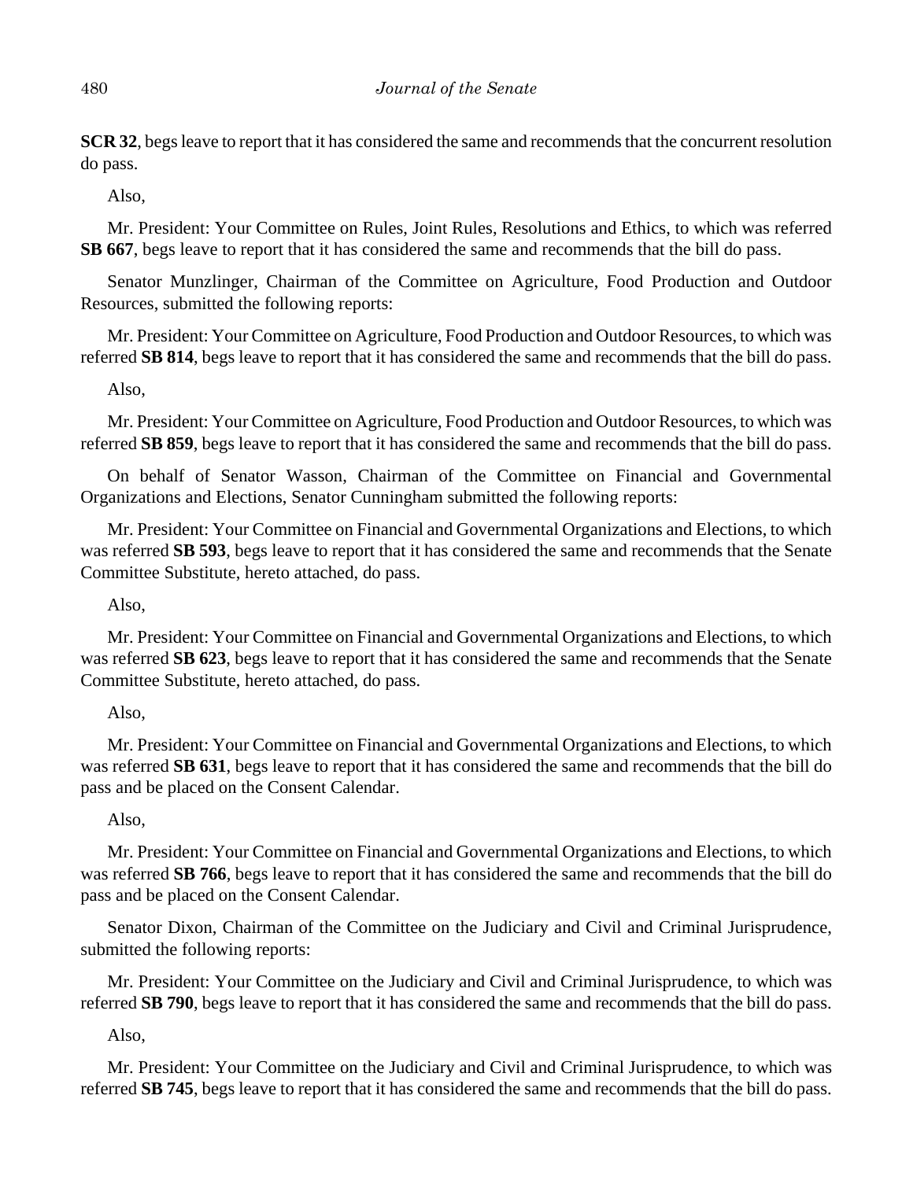**SCR 32**, begs leave to report that it has considered the same and recommends that the concurrent resolution do pass.

Also,

Mr. President: Your Committee on Rules, Joint Rules, Resolutions and Ethics, to which was referred **SB 667**, begs leave to report that it has considered the same and recommends that the bill do pass.

Senator Munzlinger, Chairman of the Committee on Agriculture, Food Production and Outdoor Resources, submitted the following reports:

Mr. President: Your Committee on Agriculture, Food Production and Outdoor Resources, to which was referred **SB 814**, begs leave to report that it has considered the same and recommends that the bill do pass.

Also,

Mr. President: Your Committee on Agriculture, Food Production and Outdoor Resources, to which was referred **SB 859**, begs leave to report that it has considered the same and recommends that the bill do pass.

On behalf of Senator Wasson, Chairman of the Committee on Financial and Governmental Organizations and Elections, Senator Cunningham submitted the following reports:

Mr. President: Your Committee on Financial and Governmental Organizations and Elections, to which was referred **SB 593**, begs leave to report that it has considered the same and recommends that the Senate Committee Substitute, hereto attached, do pass.

Also,

Mr. President: Your Committee on Financial and Governmental Organizations and Elections, to which was referred **SB 623**, begs leave to report that it has considered the same and recommends that the Senate Committee Substitute, hereto attached, do pass.

Also,

Mr. President: Your Committee on Financial and Governmental Organizations and Elections, to which was referred **SB 631**, begs leave to report that it has considered the same and recommends that the bill do pass and be placed on the Consent Calendar.

Also,

Mr. President: Your Committee on Financial and Governmental Organizations and Elections, to which was referred **SB 766**, begs leave to report that it has considered the same and recommends that the bill do pass and be placed on the Consent Calendar.

Senator Dixon, Chairman of the Committee on the Judiciary and Civil and Criminal Jurisprudence, submitted the following reports:

Mr. President: Your Committee on the Judiciary and Civil and Criminal Jurisprudence, to which was referred **SB 790**, begs leave to report that it has considered the same and recommends that the bill do pass.

Also,

Mr. President: Your Committee on the Judiciary and Civil and Criminal Jurisprudence, to which was referred **SB 745**, begs leave to report that it has considered the same and recommends that the bill do pass.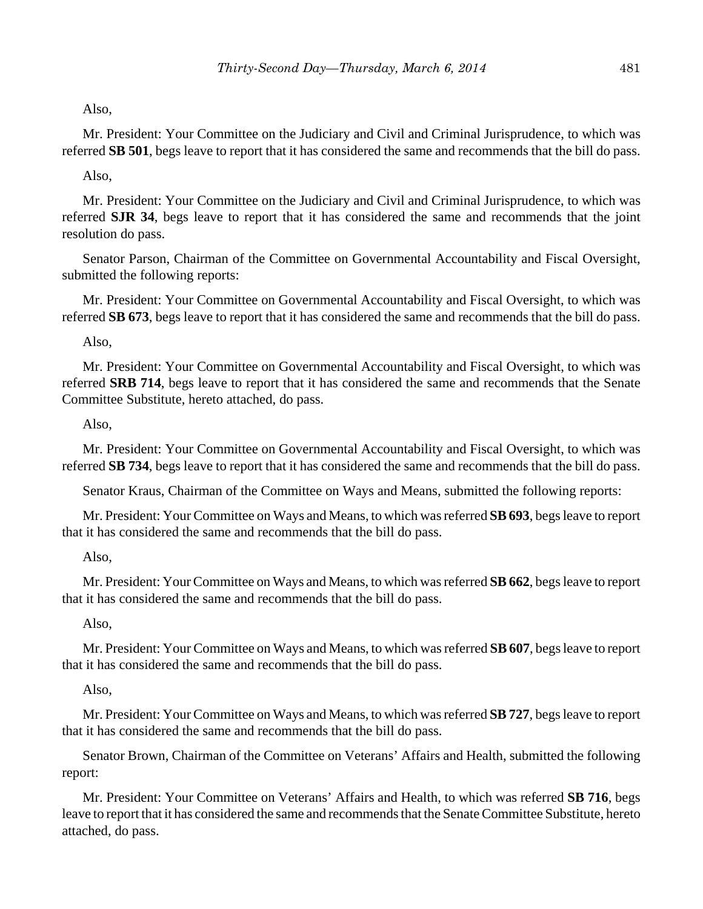Also,

Mr. President: Your Committee on the Judiciary and Civil and Criminal Jurisprudence, to which was referred **SB 501**, begs leave to report that it has considered the same and recommends that the bill do pass.

Also,

Mr. President: Your Committee on the Judiciary and Civil and Criminal Jurisprudence, to which was referred **SJR 34**, begs leave to report that it has considered the same and recommends that the joint resolution do pass.

Senator Parson, Chairman of the Committee on Governmental Accountability and Fiscal Oversight, submitted the following reports:

Mr. President: Your Committee on Governmental Accountability and Fiscal Oversight, to which was referred **SB 673**, begs leave to report that it has considered the same and recommends that the bill do pass.

Also,

Mr. President: Your Committee on Governmental Accountability and Fiscal Oversight, to which was referred **SRB 714**, begs leave to report that it has considered the same and recommends that the Senate Committee Substitute, hereto attached, do pass.

Also,

Mr. President: Your Committee on Governmental Accountability and Fiscal Oversight, to which was referred **SB 734**, begs leave to report that it has considered the same and recommends that the bill do pass.

Senator Kraus, Chairman of the Committee on Ways and Means, submitted the following reports:

Mr. President: Your Committee on Ways and Means, to which was referred **SB 693**, begs leave to report that it has considered the same and recommends that the bill do pass.

Also,

Mr. President: Your Committee on Ways and Means, to which was referred **SB 662**, begs leave to report that it has considered the same and recommends that the bill do pass.

Also,

Mr. President: Your Committee on Ways and Means, to which was referred **SB 607**, begs leave to report that it has considered the same and recommends that the bill do pass.

Also,

Mr. President: Your Committee on Ways and Means, to which was referred **SB 727**, begs leave to report that it has considered the same and recommends that the bill do pass.

Senator Brown, Chairman of the Committee on Veterans' Affairs and Health, submitted the following report:

Mr. President: Your Committee on Veterans' Affairs and Health, to which was referred **SB 716**, begs leave to report that it has considered the same and recommends that the Senate Committee Substitute, hereto attached, do pass.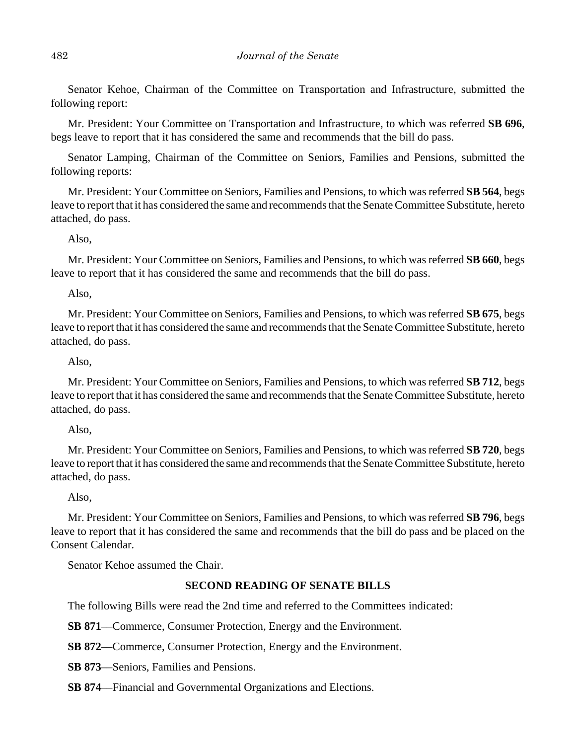Senator Kehoe, Chairman of the Committee on Transportation and Infrastructure, submitted the following report:

Mr. President: Your Committee on Transportation and Infrastructure, to which was referred **SB 696**, begs leave to report that it has considered the same and recommends that the bill do pass.

Senator Lamping, Chairman of the Committee on Seniors, Families and Pensions, submitted the following reports:

Mr. President: Your Committee on Seniors, Families and Pensions, to which was referred **SB 564**, begs leave to report that it has considered the same and recommends that the Senate Committee Substitute, hereto attached, do pass.

Also,

Mr. President: Your Committee on Seniors, Families and Pensions, to which was referred **SB 660**, begs leave to report that it has considered the same and recommends that the bill do pass.

Also,

Mr. President: Your Committee on Seniors, Families and Pensions, to which was referred **SB 675**, begs leave to report that it has considered the same and recommends that the Senate Committee Substitute, hereto attached, do pass.

Also,

Mr. President: Your Committee on Seniors, Families and Pensions, to which was referred **SB 712**, begs leave to report that it has considered the same and recommends that the Senate Committee Substitute, hereto attached, do pass.

Also,

Mr. President: Your Committee on Seniors, Families and Pensions, to which was referred **SB 720**, begs leave to report that it has considered the same and recommends that the Senate Committee Substitute, hereto attached, do pass.

Also,

Mr. President: Your Committee on Seniors, Families and Pensions, to which was referred **SB 796**, begs leave to report that it has considered the same and recommends that the bill do pass and be placed on the Consent Calendar.

Senator Kehoe assumed the Chair.

## SECOND READING OF SENATE BILLS

The following Bills were read the 2nd time and referred to the Committees indicated:

**SB 871**—Commerce, Consumer Protection, Energy and the Environment.

**SB 872**—Commerce, Consumer Protection, Energy and the Environment.

**SB 873**—Seniors, Families and Pensions.

**SB 874**—Financial and Governmental Organizations and Elections.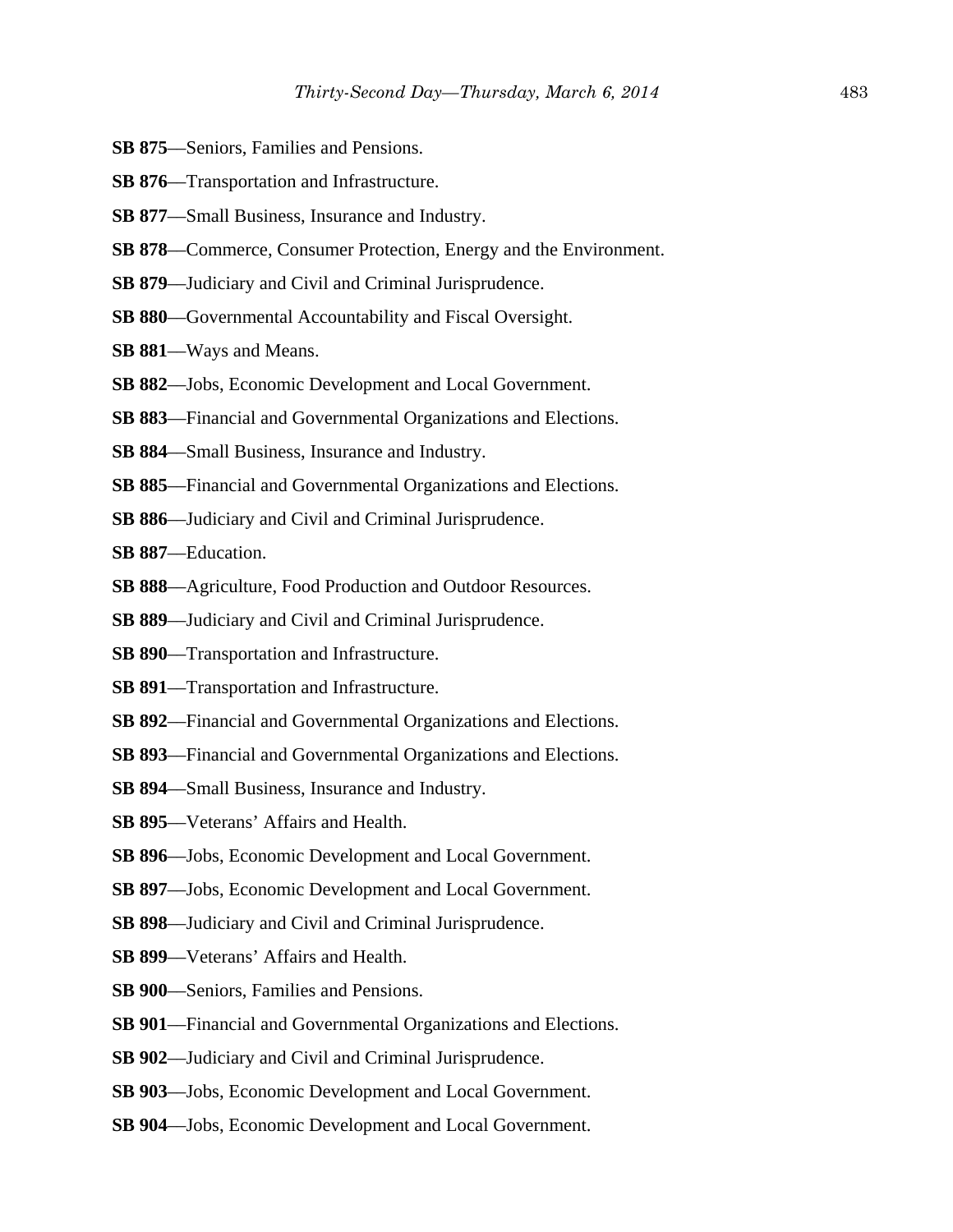**SB 875**—Seniors, Families and Pensions.

**SB 876**—Transportation and Infrastructure.

**SB 877**—Small Business, Insurance and Industry.

**SB 878**—Commerce, Consumer Protection, Energy and the Environment.

**SB 879**—Judiciary and Civil and Criminal Jurisprudence.

**SB 880**—Governmental Accountability and Fiscal Oversight.

**SB 881**—Ways and Means.

**SB 882**—Jobs, Economic Development and Local Government.

**SB 883**—Financial and Governmental Organizations and Elections.

**SB 884**—Small Business, Insurance and Industry.

**SB 885**—Financial and Governmental Organizations and Elections.

**SB 886**—Judiciary and Civil and Criminal Jurisprudence.

**SB 887**—Education.

**SB 888**—Agriculture, Food Production and Outdoor Resources.

**SB 889**—Judiciary and Civil and Criminal Jurisprudence.

**SB 890**—Transportation and Infrastructure.

**SB 891**—Transportation and Infrastructure.

**SB 892**—Financial and Governmental Organizations and Elections.

**SB 893**—Financial and Governmental Organizations and Elections.

**SB 894**—Small Business, Insurance and Industry.

**SB 895**—Veterans' Affairs and Health.

**SB 896**—Jobs, Economic Development and Local Government.

**SB 897**—Jobs, Economic Development and Local Government.

**SB 898**—Judiciary and Civil and Criminal Jurisprudence.

**SB 899**—Veterans' Affairs and Health.

**SB 900**—Seniors, Families and Pensions.

**SB 901**—Financial and Governmental Organizations and Elections.

**SB 902**—Judiciary and Civil and Criminal Jurisprudence.

**SB 903**—Jobs, Economic Development and Local Government.

**SB 904**—Jobs, Economic Development and Local Government.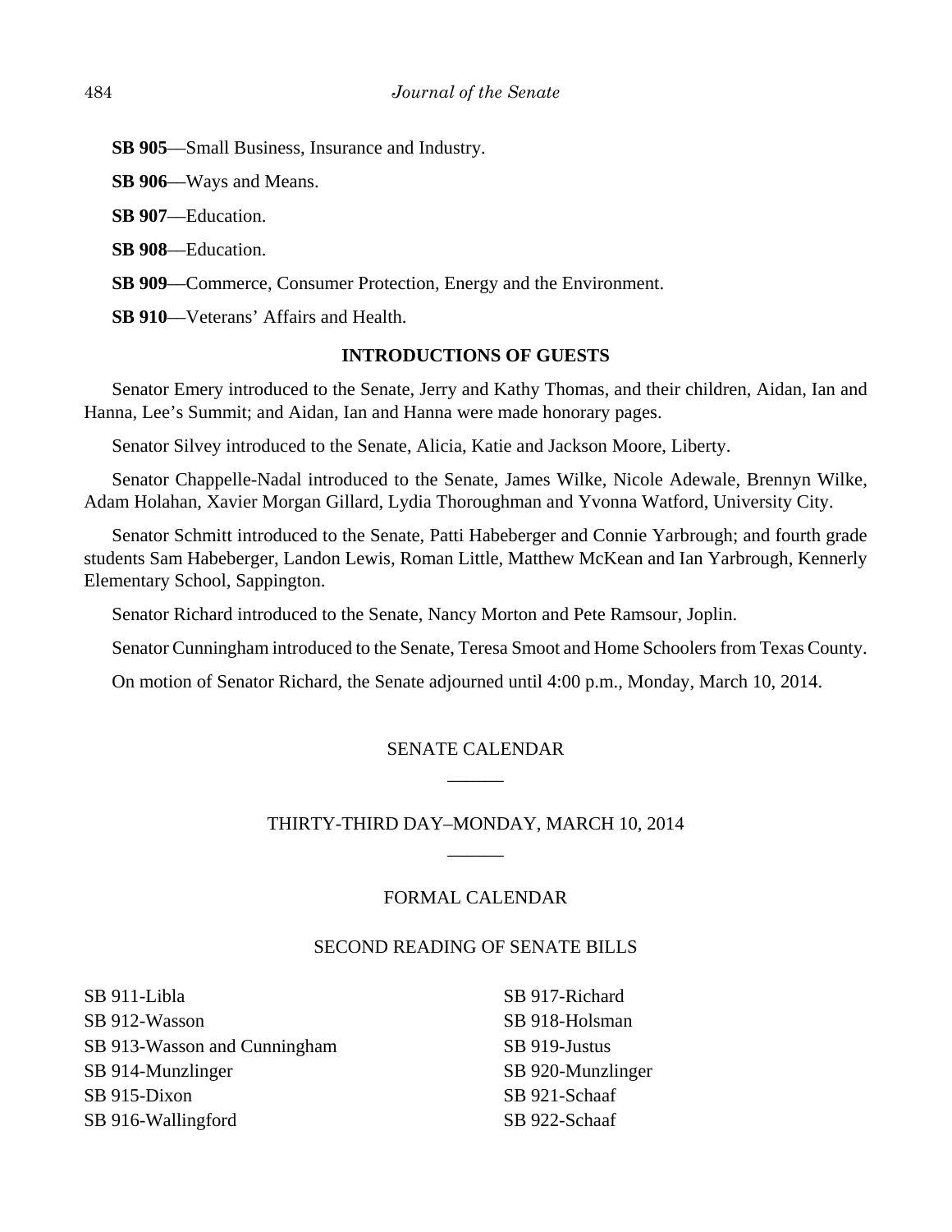**SB 905**—Small Business, Insurance and Industry.

**SB 906**—Ways and Means.

**SB 907**—Education.

**SB 908**—Education.

**SB 909**—Commerce, Consumer Protection, Energy and the Environment.

**SB 910**—Veterans' Affairs and Health.

**INTRODUCTIONS OF GUESTS**

Senator Emery introduced to the Senate, Jerry and Kathy Thomas, and their children, Aidan, Ian and Hanna, Lee's Summit; and Aidan, Ian and Hanna were made honorary pages.

Senator Silvey introduced to the Senate, Alicia, Katie and Jackson Moore, Liberty.

Senator Chappelle-Nadal introduced to the Senate, James Wilke, Nicole Adewale, Brennyn Wilke, Adam Holahan, Xavier Morgan Gillard, Lydia Thoroughman and Yvonna Watford, University City.

Senator Schmitt introduced to the Senate, Patti Habeberger and Connie Yarbrough; and fourth grade students Sam Habeberger, Landon Lewis, Roman Little, Matthew McKean and Ian Yarbrough, Kennerly Elementary School, Sappington.

Senator Richard introduced to the Senate, Nancy Morton and Pete Ramsour, Joplin.

Senator Cunningham introduced to the Senate, Teresa Smoot and Home Schoolers from Texas County.

On motion of Senator Richard, the Senate adjourned until 4:00 p.m., Monday, March 10, 2014.

SENATE CALENDAR

\_\_\_\_\_\_

THIRTY-THIRD DAY–MONDAY, MARCH 10, 2014

\_\_\_\_\_\_

FORMAL CALENDAR

SECOND READING OF SENATE BILLS

SB 911-Libla
SB 912-Wasson
SB 913-Wasson and Cunningham
SB 914-Munzlinger
SB 915-Dixon
SB 916-Wallingford
SB 917-Richard
SB 918-Holsman
SB 919-Justus
SB 920-Munzlinger
SB 921-Schaaf
SB 922-Schaaf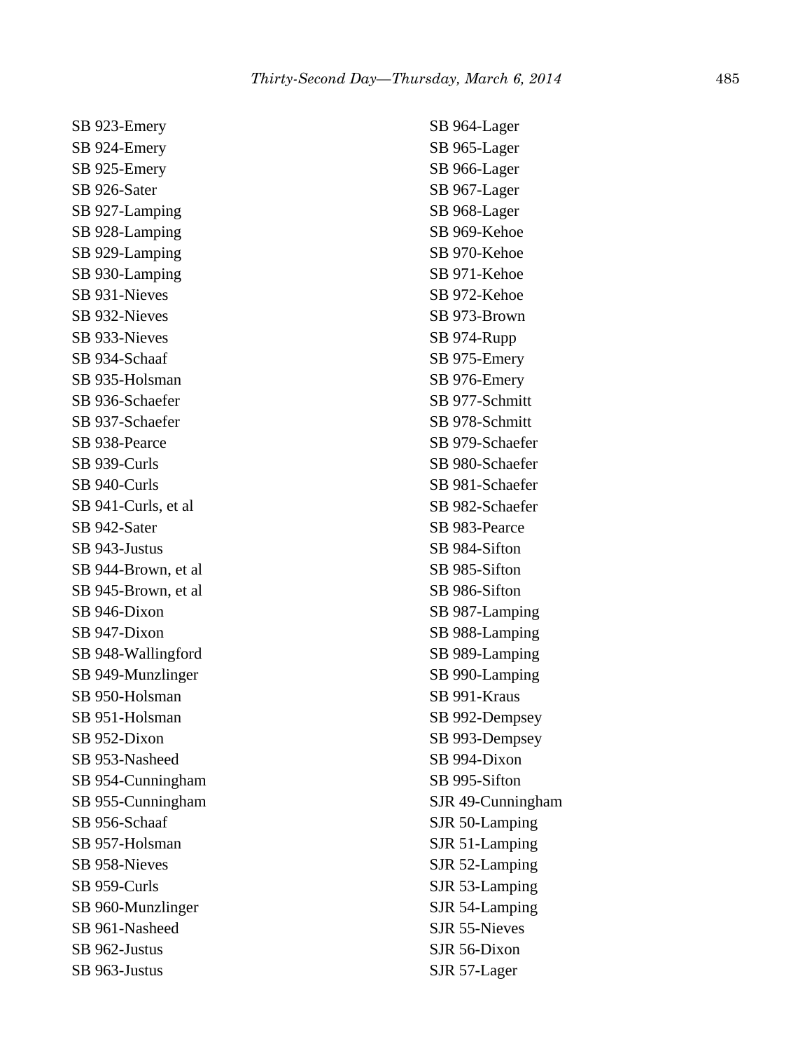SB 923-Emery
SB 924-Emery
SB 925-Emery
SB 926-Sater
SB 927-Lamping
SB 928-Lamping
SB 929-Lamping
SB 930-Lamping
SB 931-Nieves
SB 932-Nieves
SB 933-Nieves
SB 934-Schaaf
SB 935-Holsman
SB 936-Schaefer
SB 937-Schaefer
SB 938-Pearce
SB 939-Curls
SB 940-Curls
SB 941-Curls, et al
SB 942-Sater
SB 943-Justus
SB 944-Brown, et al
SB 945-Brown, et al
SB 946-Dixon
SB 947-Dixon
SB 948-Wallingford
SB 949-Munzlinger
SB 950-Holsman
SB 951-Holsman
SB 952-Dixon
SB 953-Nasheed
SB 954-Cunningham
SB 955-Cunningham
SB 956-Schaaf
SB 957-Holsman
SB 958-Nieves
SB 959-Curls
SB 960-Munzlinger
SB 961-Nasheed
SB 962-Justus
SB 963-Justus
SB 964-Lager
SB 965-Lager
SB 966-Lager
SB 967-Lager
SB 968-Lager
SB 969-Kehoe
SB 970-Kehoe
SB 971-Kehoe
SB 972-Kehoe
SB 973-Brown
SB 974-Rupp
SB 975-Emery
SB 976-Emery
SB 977-Schmitt
SB 978-Schmitt
SB 979-Schaefer
SB 980-Schaefer
SB 981-Schaefer
SB 982-Schaefer
SB 983-Pearce
SB 984-Sifton
SB 985-Sifton
SB 986-Sifton
SB 987-Lamping
SB 988-Lamping
SB 989-Lamping
SB 990-Lamping
SB 991-Kraus
SB 992-Dempsey
SB 993-Dempsey
SB 994-Dixon
SB 995-Sifton
SJR 49-Cunningham
SJR 50-Lamping
SJR 51-Lamping
SJR 52-Lamping
SJR 53-Lamping
SJR 54-Lamping
SJR 55-Nieves
SJR 56-Dixon
SJR 57-Lager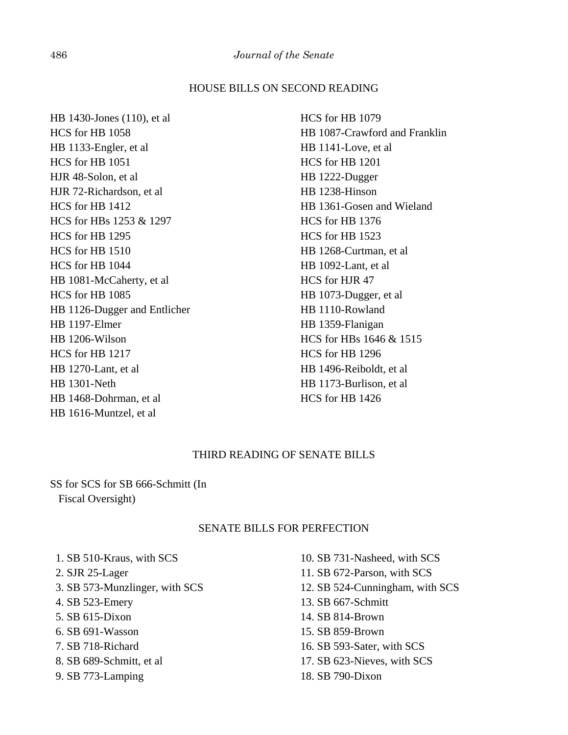## HOUSE BILLS ON SECOND READING

HB 1430-Jones (110), et al
HCS for HB 1058
HB 1133-Engler, et al
HCS for HB 1051
HJR 48-Solon, et al
HJR 72-Richardson, et al
HCS for HB 1412
HCS for HBs 1253 & 1297
HCS for HB 1295
HCS for HB 1510
HCS for HB 1044
HB 1081-McCaherty, et al
HCS for HB 1085
HB 1126-Dugger and Entlicher
HB 1197-Elmer
HB 1206-Wilson
HCS for HB 1217
HB 1270-Lant, et al
HB 1301-Neth
HB 1468-Dohrman, et al
HB 1616-Muntzel, et al
HCS for HB 1079
HB 1087-Crawford and Franklin
HB 1141-Love, et al
HCS for HB 1201
HB 1222-Dugger
HB 1238-Hinson
HB 1361-Gosen and Wieland
HCS for HB 1376
HCS for HB 1523
HB 1268-Curtman, et al
HB 1092-Lant, et al
HCS for HJR 47
HB 1073-Dugger, et al
HB 1110-Rowland
HB 1359-Flanigan
HCS for HBs 1646 & 1515
HCS for HB 1296
HB 1496-Reiboldt, et al
HB 1173-Burlison, et al
HCS for HB 1426

## THIRD READING OF SENATE BILLS

SS for SCS for SB 666-Schmitt (In Fiscal Oversight)

## SENATE BILLS FOR PERFECTION

1. SB 510-Kraus, with SCS
2. SJR 25-Lager
3. SB 573-Munzlinger, with SCS
4. SB 523-Emery
5. SB 615-Dixon
6. SB 691-Wasson
7. SB 718-Richard
8. SB 689-Schmitt, et al
9. SB 773-Lamping
10. SB 731-Nasheed, with SCS
11. SB 672-Parson, with SCS
12. SB 524-Cunningham, with SCS
13. SB 667-Schmitt
14. SB 814-Brown
15. SB 859-Brown
16. SB 593-Sater, with SCS
17. SB 623-Nieves, with SCS
18. SB 790-Dixon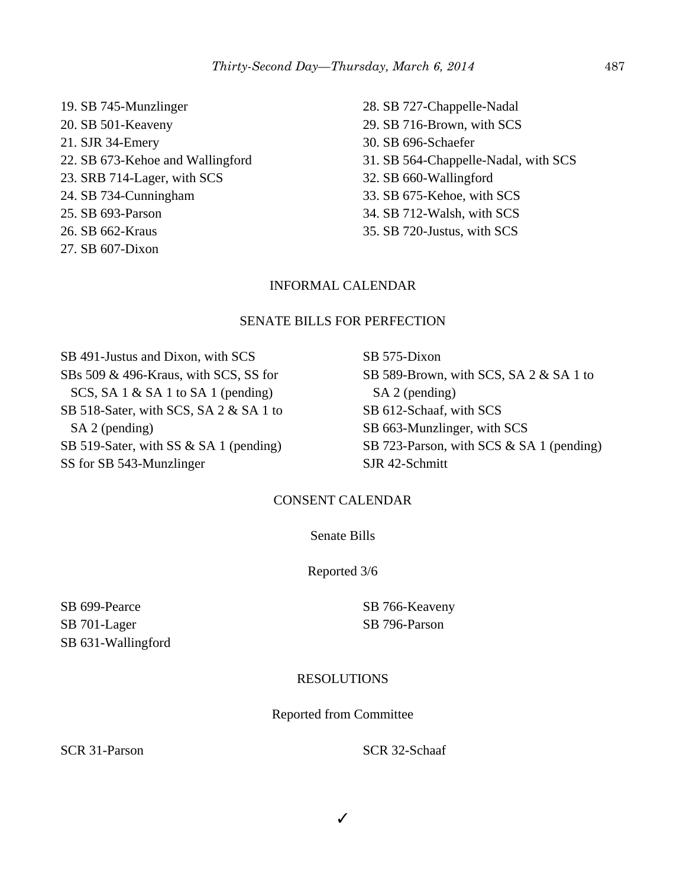19. SB 745-Munzlinger
20. SB 501-Keaveny
21. SJR 34-Emery
22. SB 673-Kehoe and Wallingford
23. SRB 714-Lager, with SCS
24. SB 734-Cunningham
25. SB 693-Parson
26. SB 662-Kraus
27. SB 607-Dixon
28. SB 727-Chappelle-Nadal
29. SB 716-Brown, with SCS
30. SB 696-Schaefer
31. SB 564-Chappelle-Nadal, with SCS
32. SB 660-Wallingford
33. SB 675-Kehoe, with SCS
34. SB 712-Walsh, with SCS
35. SB 720-Justus, with SCS

## INFORMAL CALENDAR

### SENATE BILLS FOR PERFECTION

SB 491-Justus and Dixon, with SCS

SBs 509 & 496-Kraus, with SCS, SS for SCS, SA 1 & SA 1 to SA 1 (pending)

SB 518-Sater, with SCS, SA 2 & SA 1 to SA 2 (pending)

SB 519-Sater, with SS & SA 1 (pending)

SS for SB 543-Munzlinger

SB 575-Dixon

SB 589-Brown, with SCS, SA 2 & SA 1 to SA 2 (pending)

SB 612-Schaaf, with SCS

SB 663-Munzlinger, with SCS

SB 723-Parson, with SCS & SA 1 (pending)

SJR 42-Schmitt

## CONSENT CALENDAR

### Senate Bills

Reported 3/6

SB 699-Pearce

SB 701-Lager

SB 631-Wallingford

SB 766-Keaveny

SB 796-Parson

## RESOLUTIONS

### Reported from Committee

SCR 31-Parson

SCR 32-Schaaf

✓